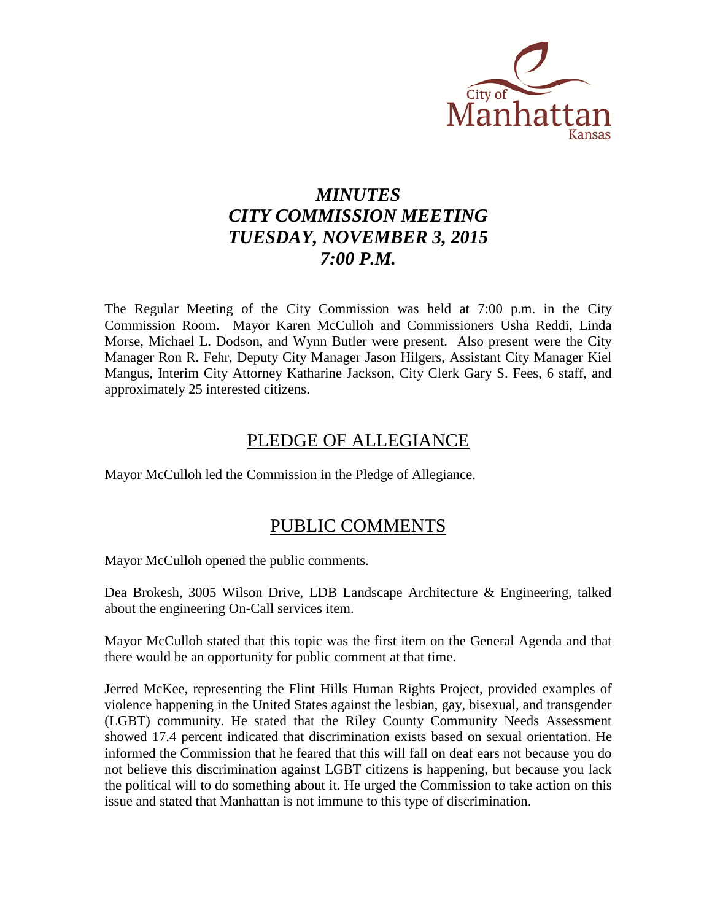City of Manhattan Kansas

# *MINUTES*
# *CITY COMMISSION MEETING*
# *TUESDAY, NOVEMBER 3, 2015*
# *7:00 P.M.*

The Regular Meeting of the City Commission was held at 7:00 p.m. in the City Commission Room. Mayor Karen McCulloh and Commissioners Usha Reddi, Linda Morse, Michael L. Dodson, and Wynn Butler were present. Also present were the City Manager Ron R. Fehr, Deputy City Manager Jason Hilgers, Assistant City Manager Kiel Mangus, Interim City Attorney Katharine Jackson, City Clerk Gary S. Fees, 6 staff, and approximately 25 interested citizens.

## PLEDGE OF ALLEGIANCE

Mayor McCulloh led the Commission in the Pledge of Allegiance.

## PUBLIC COMMENTS

Mayor McCulloh opened the public comments.

Dea Brokesh, 3005 Wilson Drive, LDB Landscape Architecture & Engineering, talked about the engineering On-Call services item.

Mayor McCulloh stated that this topic was the first item on the General Agenda and that there would be an opportunity for public comment at that time.

Jerred McKee, representing the Flint Hills Human Rights Project, provided examples of violence happening in the United States against the lesbian, gay, bisexual, and transgender (LGBT) community. He stated that the Riley County Community Needs Assessment showed 17.4 percent indicated that discrimination exists based on sexual orientation. He informed the Commission that he feared that this will fall on deaf ears not because you do not believe this discrimination against LGBT citizens is happening, but because you lack the political will to do something about it. He urged the Commission to take action on this issue and stated that Manhattan is not immune to this type of discrimination.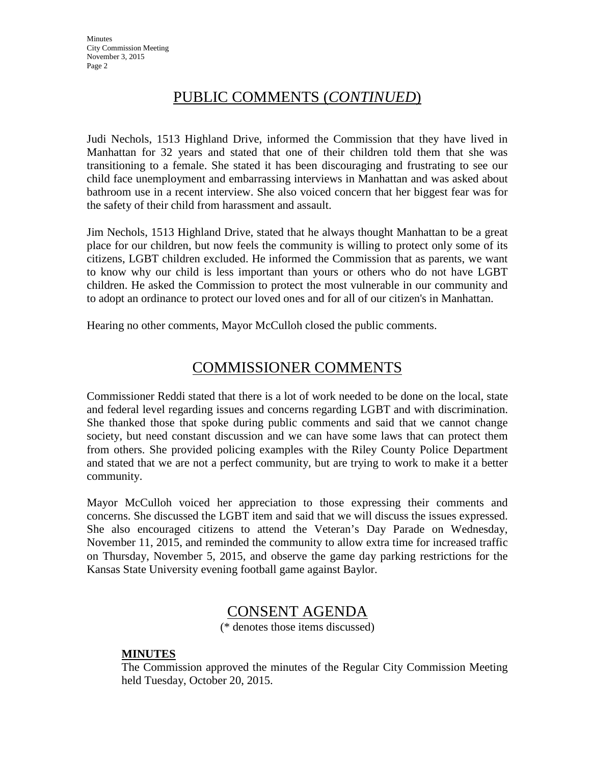## PUBLIC COMMENTS (*CONTINUED*)

Judi Nechols, 1513 Highland Drive, informed the Commission that they have lived in Manhattan for 32 years and stated that one of their children told them that she was transitioning to a female. She stated it has been discouraging and frustrating to see our child face unemployment and embarrassing interviews in Manhattan and was asked about bathroom use in a recent interview. She also voiced concern that her biggest fear was for the safety of their child from harassment and assault.

Jim Nechols, 1513 Highland Drive, stated that he always thought Manhattan to be a great place for our children, but now feels the community is willing to protect only some of its citizens, LGBT children excluded. He informed the Commission that as parents, we want to know why our child is less important than yours or others who do not have LGBT children. He asked the Commission to protect the most vulnerable in our community and to adopt an ordinance to protect our loved ones and for all of our citizen's in Manhattan.

Hearing no other comments, Mayor McCulloh closed the public comments.

## COMMISSIONER COMMENTS

Commissioner Reddi stated that there is a lot of work needed to be done on the local, state and federal level regarding issues and concerns regarding LGBT and with discrimination. She thanked those that spoke during public comments and said that we cannot change society, but need constant discussion and we can have some laws that can protect them from others. She provided policing examples with the Riley County Police Department and stated that we are not a perfect community, but are trying to work to make it a better community.

Mayor McCulloh voiced her appreciation to those expressing their comments and concerns. She discussed the LGBT item and said that we will discuss the issues expressed. She also encouraged citizens to attend the Veteran's Day Parade on Wednesday, November 11, 2015, and reminded the community to allow extra time for increased traffic on Thursday, November 5, 2015, and observe the game day parking restrictions for the Kansas State University evening football game against Baylor.

## CONSENT AGENDA

(* denotes those items discussed)

**MINUTES**

The Commission approved the minutes of the Regular City Commission Meeting held Tuesday, October 20, 2015.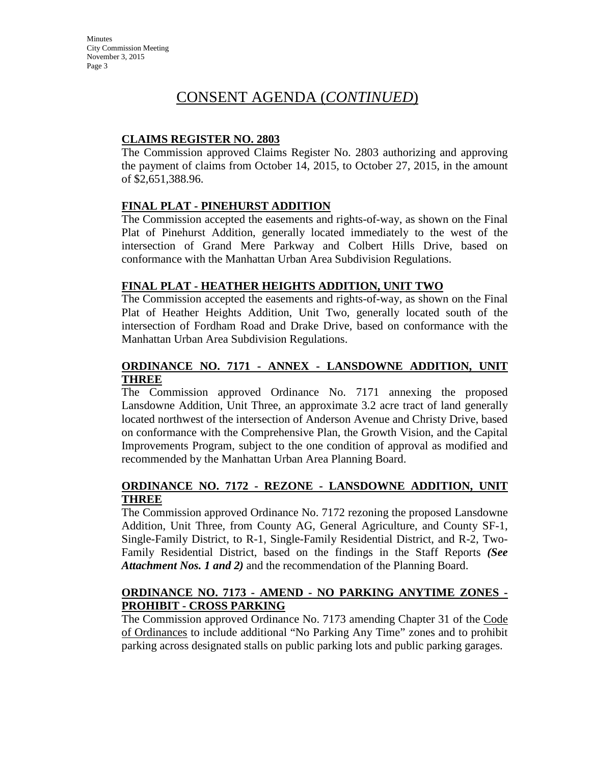# CONSENT AGENDA (*CONTINUED*)

**CLAIMS REGISTER NO. 2803**

The Commission approved Claims Register No. 2803 authorizing and approving the payment of claims from October 14, 2015, to October 27, 2015, in the amount of $2,651,388.96.

**FINAL PLAT - PINEHURST ADDITION**

The Commission accepted the easements and rights-of-way, as shown on the Final Plat of Pinehurst Addition, generally located immediately to the west of the intersection of Grand Mere Parkway and Colbert Hills Drive, based on conformance with the Manhattan Urban Area Subdivision Regulations.

**FINAL PLAT - HEATHER HEIGHTS ADDITION, UNIT TWO**

The Commission accepted the easements and rights-of-way, as shown on the Final Plat of Heather Heights Addition, Unit Two, generally located south of the intersection of Fordham Road and Drake Drive, based on conformance with the Manhattan Urban Area Subdivision Regulations.

**ORDINANCE NO. 7171 - ANNEX - LANSDOWNE ADDITION, UNIT THREE**

The Commission approved Ordinance No. 7171 annexing the proposed Lansdowne Addition, Unit Three, an approximate 3.2 acre tract of land generally located northwest of the intersection of Anderson Avenue and Christy Drive, based on conformance with the Comprehensive Plan, the Growth Vision, and the Capital Improvements Program, subject to the one condition of approval as modified and recommended by the Manhattan Urban Area Planning Board.

**ORDINANCE NO. 7172 - REZONE - LANSDOWNE ADDITION, UNIT THREE**

The Commission approved Ordinance No. 7172 rezoning the proposed Lansdowne Addition, Unit Three, from County AG, General Agriculture, and County SF-1, Single-Family District, to R-1, Single-Family Residential District, and R-2, Two-Family Residential District, based on the findings in the Staff Reports ***(See Attachment Nos. 1 and 2)*** and the recommendation of the Planning Board.

**ORDINANCE NO. 7173 - AMEND - NO PARKING ANYTIME ZONES - PROHIBIT - CROSS PARKING**

The Commission approved Ordinance No. 7173 amending Chapter 31 of the Code of Ordinances to include additional "No Parking Any Time" zones and to prohibit parking across designated stalls on public parking lots and public parking garages.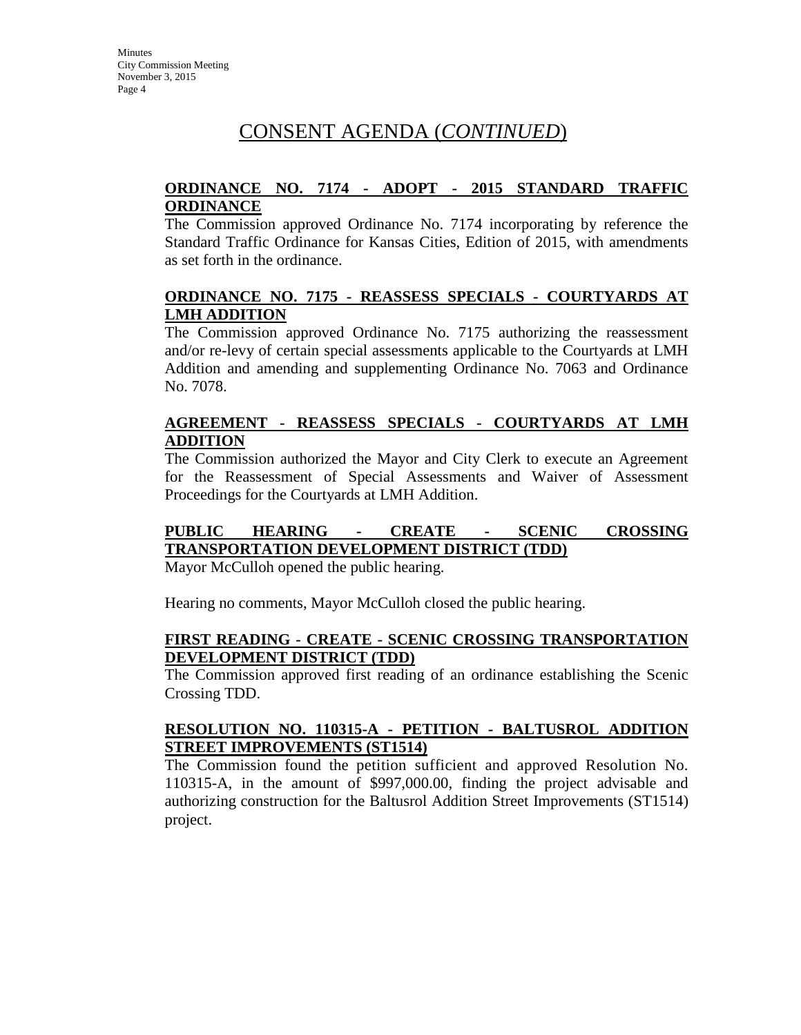# CONSENT AGENDA (*CONTINUED*)

**ORDINANCE NO. 7174 - ADOPT - 2015 STANDARD TRAFFIC ORDINANCE**

The Commission approved Ordinance No. 7174 incorporating by reference the Standard Traffic Ordinance for Kansas Cities, Edition of 2015, with amendments as set forth in the ordinance.

**ORDINANCE NO. 7175 - REASSESS SPECIALS - COURTYARDS AT LMH ADDITION**

The Commission approved Ordinance No. 7175 authorizing the reassessment and/or re-levy of certain special assessments applicable to the Courtyards at LMH Addition and amending and supplementing Ordinance No. 7063 and Ordinance No. 7078.

**AGREEMENT - REASSESS SPECIALS - COURTYARDS AT LMH ADDITION**

The Commission authorized the Mayor and City Clerk to execute an Agreement for the Reassessment of Special Assessments and Waiver of Assessment Proceedings for the Courtyards at LMH Addition.

**PUBLIC HEARING - CREATE - SCENIC CROSSING TRANSPORTATION DEVELOPMENT DISTRICT (TDD)**

Mayor McCulloh opened the public hearing.

Hearing no comments, Mayor McCulloh closed the public hearing.

**FIRST READING - CREATE - SCENIC CROSSING TRANSPORTATION DEVELOPMENT DISTRICT (TDD)**

The Commission approved first reading of an ordinance establishing the Scenic Crossing TDD.

**RESOLUTION NO. 110315-A - PETITION - BALTUSROL ADDITION STREET IMPROVEMENTS (ST1514)**

The Commission found the petition sufficient and approved Resolution No. 110315-A, in the amount of $997,000.00, finding the project advisable and authorizing construction for the Baltusrol Addition Street Improvements (ST1514) project.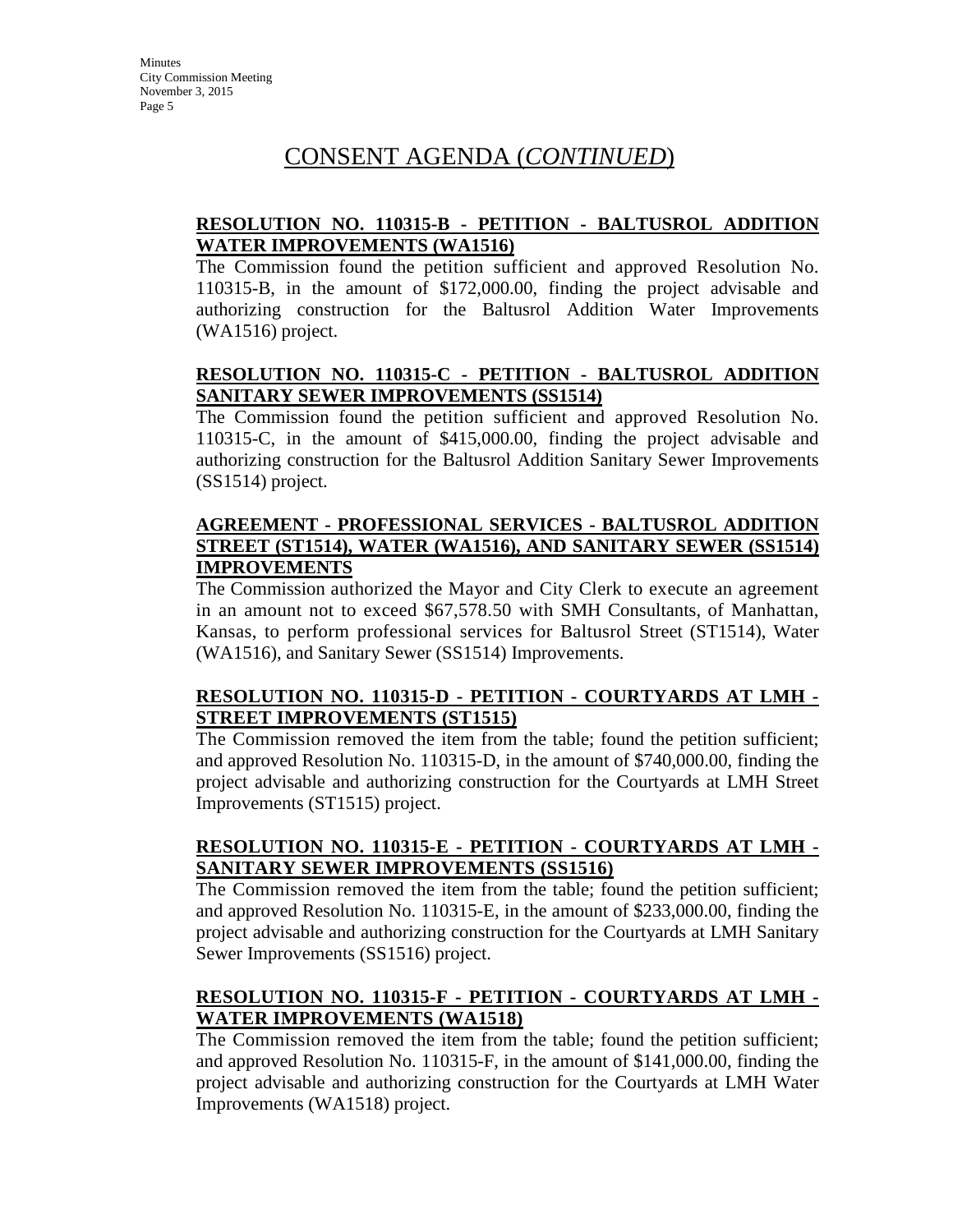## CONSENT AGENDA (*CONTINUED*)

**RESOLUTION NO. 110315-B - PETITION - BALTUSROL ADDITION WATER IMPROVEMENTS (WA1516)**

The Commission found the petition sufficient and approved Resolution No. 110315-B, in the amount of $172,000.00, finding the project advisable and authorizing construction for the Baltusrol Addition Water Improvements (WA1516) project.

**RESOLUTION NO. 110315-C - PETITION - BALTUSROL ADDITION SANITARY SEWER IMPROVEMENTS (SS1514)**

The Commission found the petition sufficient and approved Resolution No. 110315-C, in the amount of $415,000.00, finding the project advisable and authorizing construction for the Baltusrol Addition Sanitary Sewer Improvements (SS1514) project.

**AGREEMENT - PROFESSIONAL SERVICES - BALTUSROL ADDITION STREET (ST1514), WATER (WA1516), AND SANITARY SEWER (SS1514) IMPROVEMENTS**

The Commission authorized the Mayor and City Clerk to execute an agreement in an amount not to exceed $67,578.50 with SMH Consultants, of Manhattan, Kansas, to perform professional services for Baltusrol Street (ST1514), Water (WA1516), and Sanitary Sewer (SS1514) Improvements.

**RESOLUTION NO. 110315-D - PETITION - COURTYARDS AT LMH - STREET IMPROVEMENTS (ST1515)**

The Commission removed the item from the table; found the petition sufficient; and approved Resolution No. 110315-D, in the amount of $740,000.00, finding the project advisable and authorizing construction for the Courtyards at LMH Street Improvements (ST1515) project.

**RESOLUTION NO. 110315-E - PETITION - COURTYARDS AT LMH - SANITARY SEWER IMPROVEMENTS (SS1516)**

The Commission removed the item from the table; found the petition sufficient; and approved Resolution No. 110315-E, in the amount of $233,000.00, finding the project advisable and authorizing construction for the Courtyards at LMH Sanitary Sewer Improvements (SS1516) project.

**RESOLUTION NO. 110315-F - PETITION - COURTYARDS AT LMH - WATER IMPROVEMENTS (WA1518)**

The Commission removed the item from the table; found the petition sufficient; and approved Resolution No. 110315-F, in the amount of $141,000.00, finding the project advisable and authorizing construction for the Courtyards at LMH Water Improvements (WA1518) project.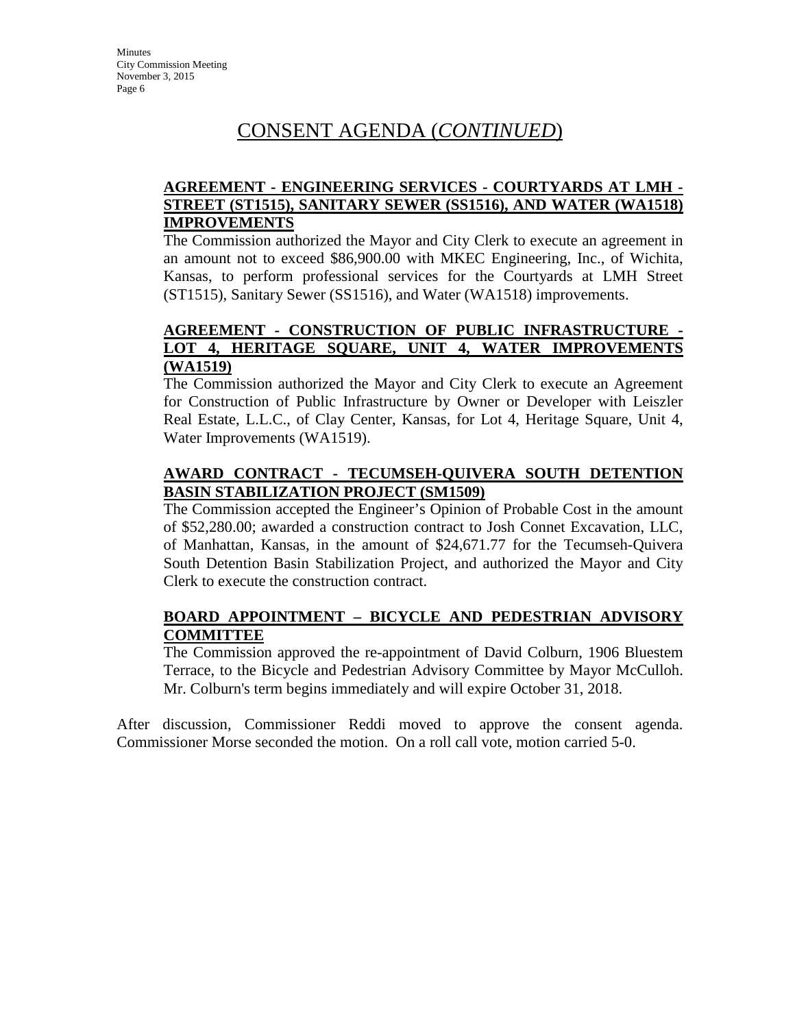# CONSENT AGENDA (*CONTINUED*)

**AGREEMENT - ENGINEERING SERVICES - COURTYARDS AT LMH - STREET (ST1515), SANITARY SEWER (SS1516), AND WATER (WA1518) IMPROVEMENTS**

The Commission authorized the Mayor and City Clerk to execute an agreement in an amount not to exceed $86,900.00 with MKEC Engineering, Inc., of Wichita, Kansas, to perform professional services for the Courtyards at LMH Street (ST1515), Sanitary Sewer (SS1516), and Water (WA1518) improvements.

**AGREEMENT - CONSTRUCTION OF PUBLIC INFRASTRUCTURE - LOT 4, HERITAGE SQUARE, UNIT 4, WATER IMPROVEMENTS (WA1519)**

The Commission authorized the Mayor and City Clerk to execute an Agreement for Construction of Public Infrastructure by Owner or Developer with Leiszler Real Estate, L.L.C., of Clay Center, Kansas, for Lot 4, Heritage Square, Unit 4, Water Improvements (WA1519).

**AWARD CONTRACT - TECUMSEH-QUIVERA SOUTH DETENTION BASIN STABILIZATION PROJECT (SM1509)**

The Commission accepted the Engineer's Opinion of Probable Cost in the amount of $52,280.00; awarded a construction contract to Josh Connet Excavation, LLC, of Manhattan, Kansas, in the amount of $24,671.77 for the Tecumseh-Quivera South Detention Basin Stabilization Project, and authorized the Mayor and City Clerk to execute the construction contract.

**BOARD APPOINTMENT – BICYCLE AND PEDESTRIAN ADVISORY COMMITTEE**

The Commission approved the re-appointment of David Colburn, 1906 Bluestem Terrace, to the Bicycle and Pedestrian Advisory Committee by Mayor McCulloh. Mr. Colburn's term begins immediately and will expire October 31, 2018.

After discussion, Commissioner Reddi moved to approve the consent agenda. Commissioner Morse seconded the motion. On a roll call vote, motion carried 5-0.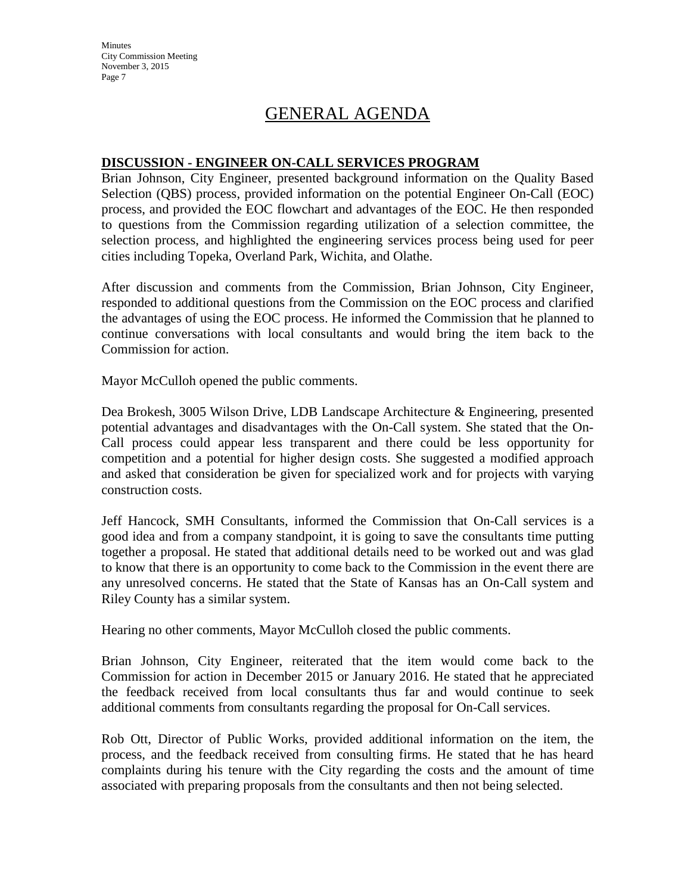# GENERAL AGENDA

**DISCUSSION - ENGINEER ON-CALL SERVICES PROGRAM**

Brian Johnson, City Engineer, presented background information on the Quality Based Selection (QBS) process, provided information on the potential Engineer On-Call (EOC) process, and provided the EOC flowchart and advantages of the EOC. He then responded to questions from the Commission regarding utilization of a selection committee, the selection process, and highlighted the engineering services process being used for peer cities including Topeka, Overland Park, Wichita, and Olathe.

After discussion and comments from the Commission, Brian Johnson, City Engineer, responded to additional questions from the Commission on the EOC process and clarified the advantages of using the EOC process. He informed the Commission that he planned to continue conversations with local consultants and would bring the item back to the Commission for action.

Mayor McCulloh opened the public comments.

Dea Brokesh, 3005 Wilson Drive, LDB Landscape Architecture & Engineering, presented potential advantages and disadvantages with the On-Call system. She stated that the On-Call process could appear less transparent and there could be less opportunity for competition and a potential for higher design costs. She suggested a modified approach and asked that consideration be given for specialized work and for projects with varying construction costs.

Jeff Hancock, SMH Consultants, informed the Commission that On-Call services is a good idea and from a company standpoint, it is going to save the consultants time putting together a proposal. He stated that additional details need to be worked out and was glad to know that there is an opportunity to come back to the Commission in the event there are any unresolved concerns. He stated that the State of Kansas has an On-Call system and Riley County has a similar system.

Hearing no other comments, Mayor McCulloh closed the public comments.

Brian Johnson, City Engineer, reiterated that the item would come back to the Commission for action in December 2015 or January 2016. He stated that he appreciated the feedback received from local consultants thus far and would continue to seek additional comments from consultants regarding the proposal for On-Call services.

Rob Ott, Director of Public Works, provided additional information on the item, the process, and the feedback received from consulting firms. He stated that he has heard complaints during his tenure with the City regarding the costs and the amount of time associated with preparing proposals from the consultants and then not being selected.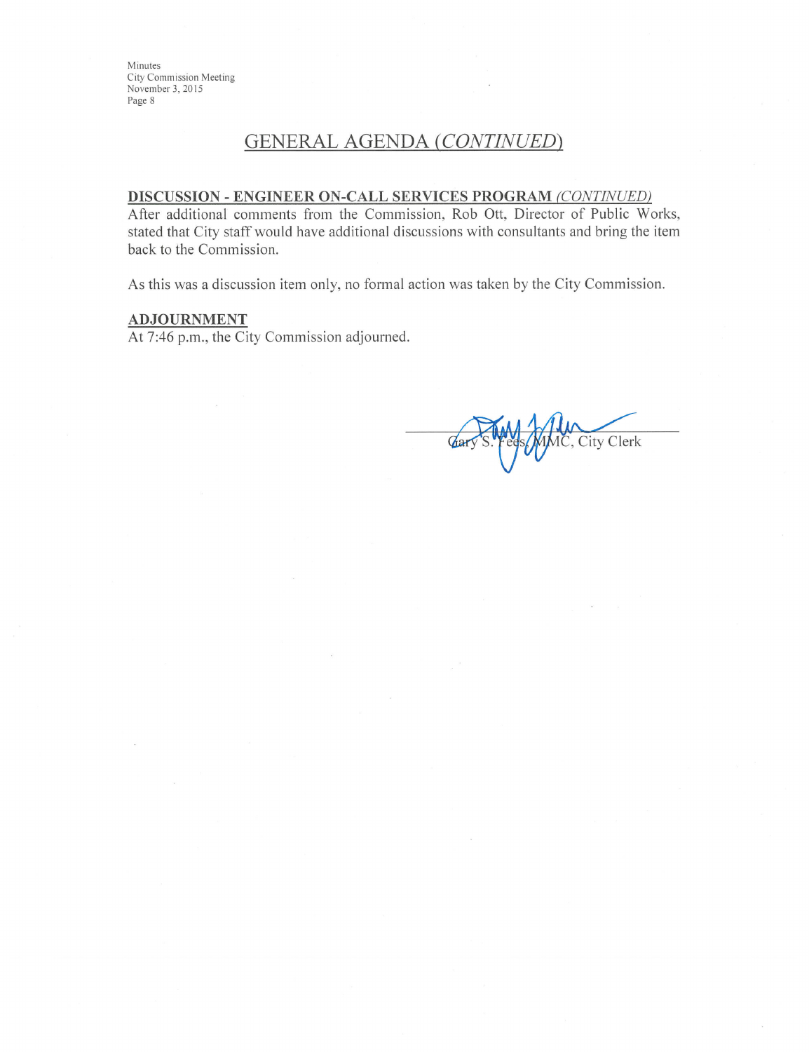## GENERAL AGENDA *(CONTINUED)*

**DISCUSSION - ENGINEER ON-CALL SERVICES PROGRAM** *(CONTINUED)*

After additional comments from the Commission, Rob Ott, Director of Public Works, stated that City staff would have additional discussions with consultants and bring the item back to the Commission.

As this was a discussion item only, no formal action was taken by the City Commission.

**ADJOURNMENT**

At 7:46 p.m., the City Commission adjourned.

Gary S. Fees, MMC, City Clerk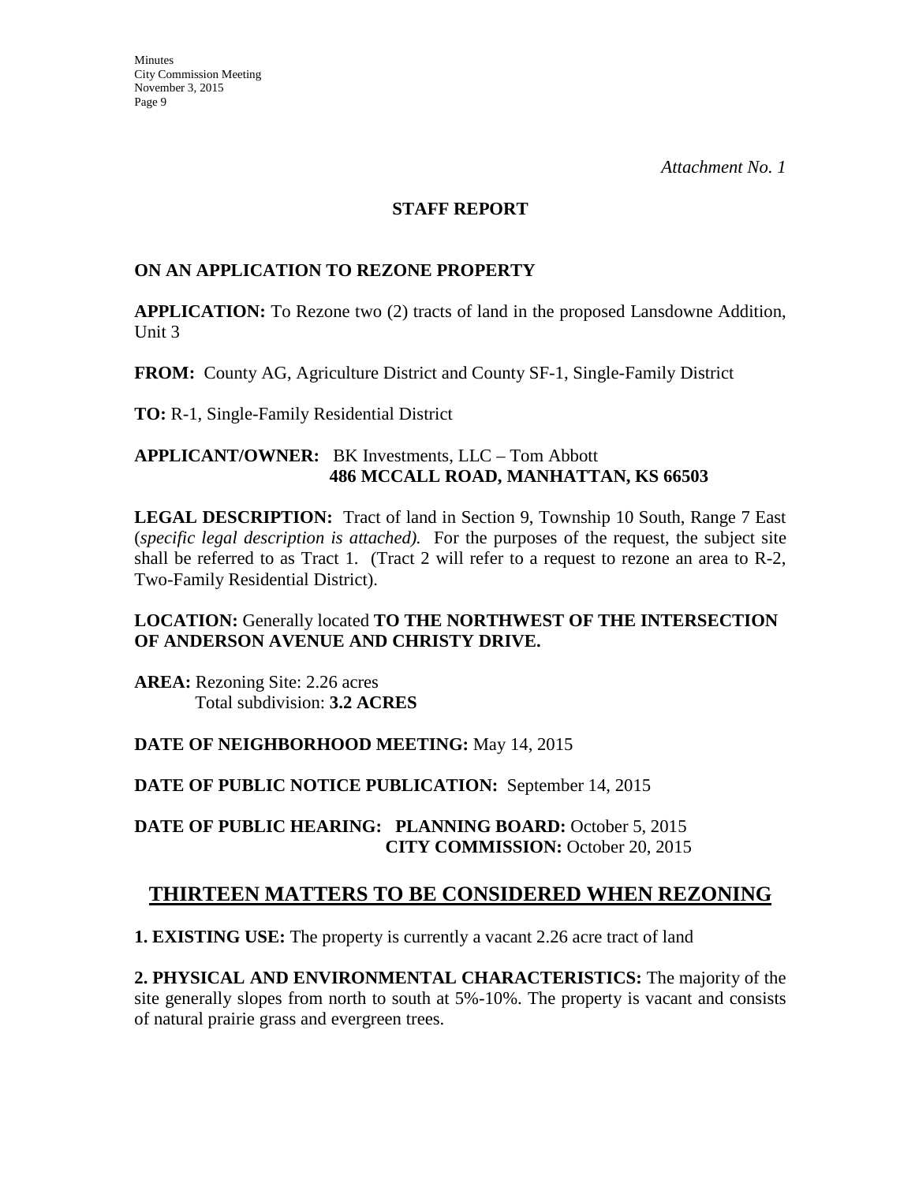*Attachment No. 1*

## STAFF REPORT

### ON AN APPLICATION TO REZONE PROPERTY

**APPLICATION:** To Rezone two (2) tracts of land in the proposed Lansdowne Addition, Unit 3

**FROM:** County AG, Agriculture District and County SF-1, Single-Family District

**TO:** R-1, Single-Family Residential District

**APPLICANT/OWNER:** BK Investments, LLC – Tom Abbott
**486 MCCALL ROAD, MANHATTAN, KS 66503**

**LEGAL DESCRIPTION:** Tract of land in Section 9, Township 10 South, Range 7 East (*specific legal description is attached).* For the purposes of the request, the subject site shall be referred to as Tract 1. (Tract 2 will refer to a request to rezone an area to R-2, Two-Family Residential District).

**LOCATION:** Generally located **TO THE NORTHWEST OF THE INTERSECTION OF ANDERSON AVENUE AND CHRISTY DRIVE.**

**AREA:** Rezoning Site: 2.26 acres
Total subdivision: **3.2 ACRES**

**DATE OF NEIGHBORHOOD MEETING:** May 14, 2015

**DATE OF PUBLIC NOTICE PUBLICATION:** September 14, 2015

**DATE OF PUBLIC HEARING: PLANNING BOARD:** October 5, 2015
**CITY COMMISSION:** October 20, 2015

## THIRTEEN MATTERS TO BE CONSIDERED WHEN REZONING

**1. EXISTING USE:** The property is currently a vacant 2.26 acre tract of land

**2. PHYSICAL AND ENVIRONMENTAL CHARACTERISTICS:** The majority of the site generally slopes from north to south at 5%-10%. The property is vacant and consists of natural prairie grass and evergreen trees.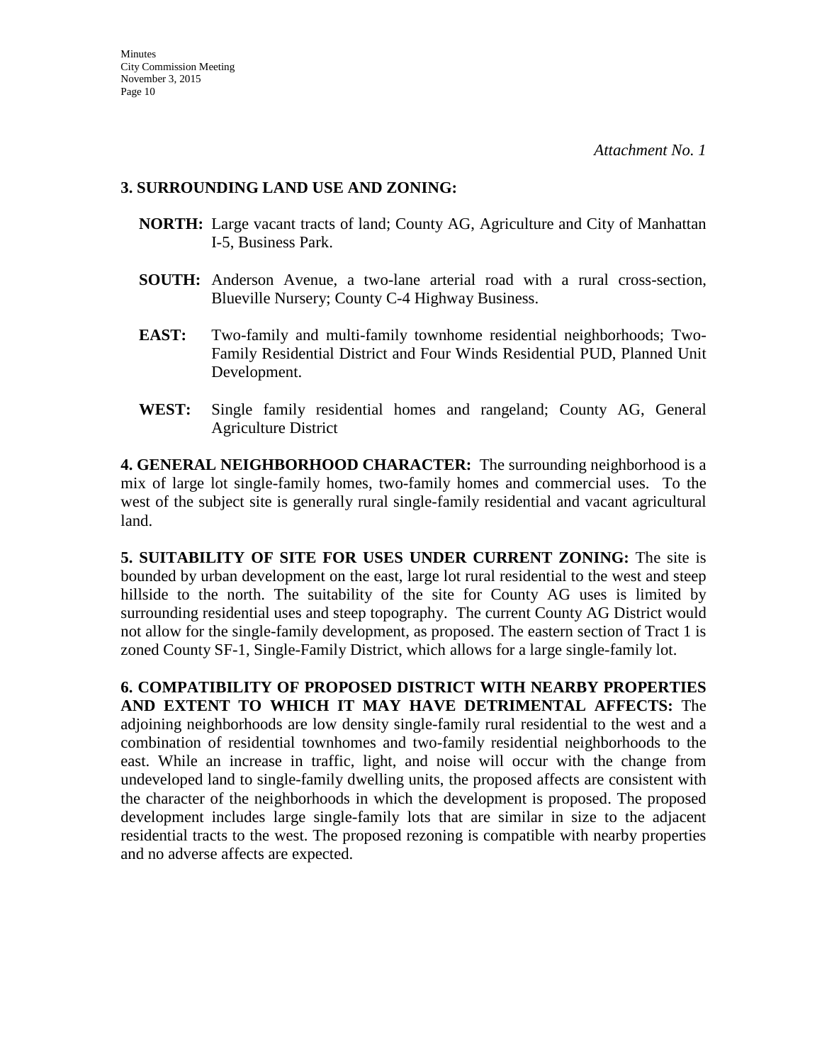*Attachment No. 1*

**3. SURROUNDING LAND USE AND ZONING:**

**NORTH:** Large vacant tracts of land; County AG, Agriculture and City of Manhattan I-5, Business Park.

**SOUTH:** Anderson Avenue, a two-lane arterial road with a rural cross-section, Blueville Nursery; County C-4 Highway Business.

**EAST:** Two-family and multi-family townhome residential neighborhoods; Two-Family Residential District and Four Winds Residential PUD, Planned Unit Development.

**WEST:** Single family residential homes and rangeland; County AG, General Agriculture District

**4. GENERAL NEIGHBORHOOD CHARACTER:** The surrounding neighborhood is a mix of large lot single-family homes, two-family homes and commercial uses. To the west of the subject site is generally rural single-family residential and vacant agricultural land.

**5. SUITABILITY OF SITE FOR USES UNDER CURRENT ZONING:** The site is bounded by urban development on the east, large lot rural residential to the west and steep hillside to the north. The suitability of the site for County AG uses is limited by surrounding residential uses and steep topography. The current County AG District would not allow for the single-family development, as proposed. The eastern section of Tract 1 is zoned County SF-1, Single-Family District, which allows for a large single-family lot.

**6. COMPATIBILITY OF PROPOSED DISTRICT WITH NEARBY PROPERTIES AND EXTENT TO WHICH IT MAY HAVE DETRIMENTAL AFFECTS:** The adjoining neighborhoods are low density single-family rural residential to the west and a combination of residential townhomes and two-family residential neighborhoods to the east. While an increase in traffic, light, and noise will occur with the change from undeveloped land to single-family dwelling units, the proposed affects are consistent with the character of the neighborhoods in which the development is proposed. The proposed development includes large single-family lots that are similar in size to the adjacent residential tracts to the west. The proposed rezoning is compatible with nearby properties and no adverse affects are expected.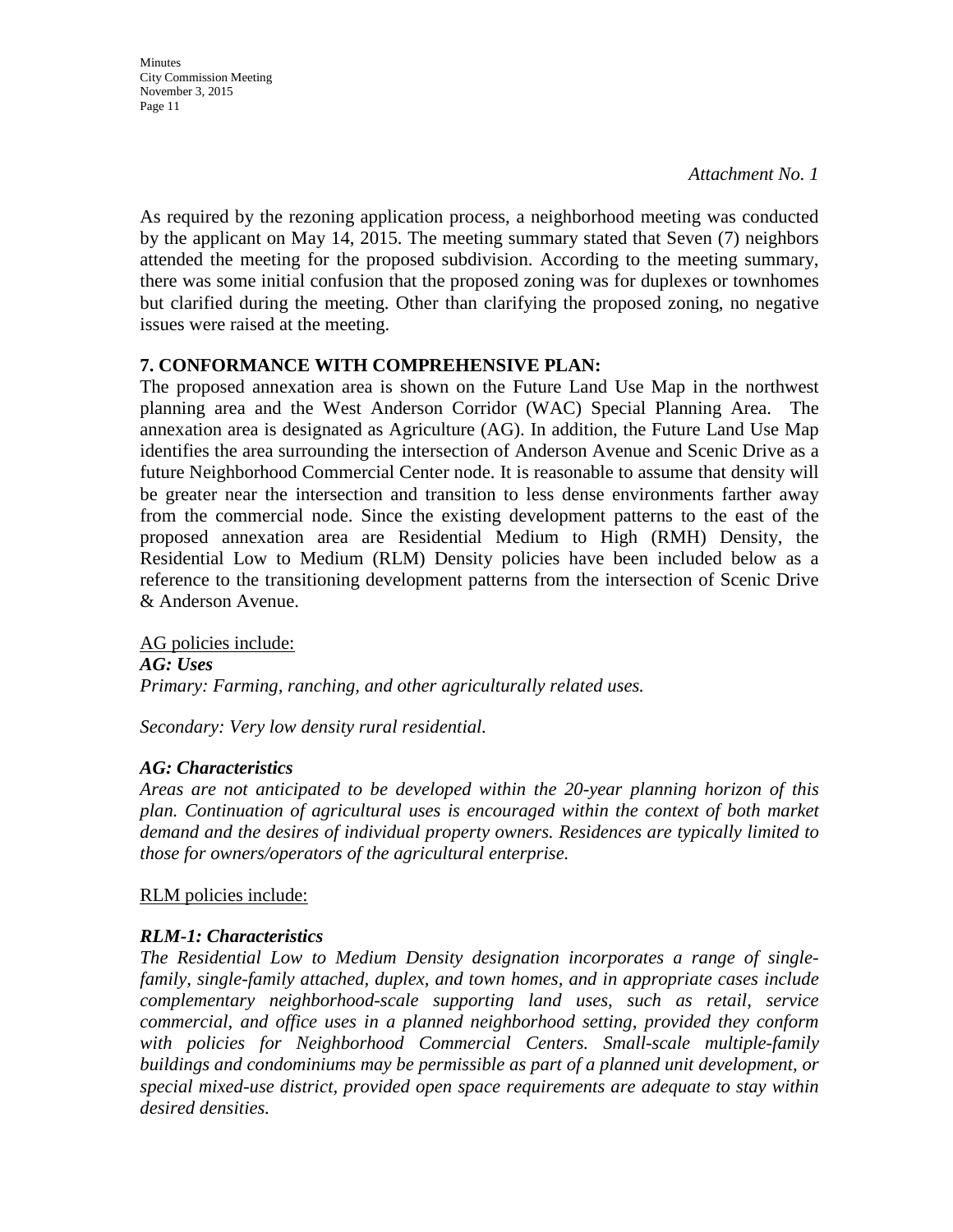*Attachment No. 1*

As required by the rezoning application process, a neighborhood meeting was conducted by the applicant on May 14, 2015. The meeting summary stated that Seven (7) neighbors attended the meeting for the proposed subdivision. According to the meeting summary, there was some initial confusion that the proposed zoning was for duplexes or townhomes but clarified during the meeting. Other than clarifying the proposed zoning, no negative issues were raised at the meeting.

**7. CONFORMANCE WITH COMPREHENSIVE PLAN:**

The proposed annexation area is shown on the Future Land Use Map in the northwest planning area and the West Anderson Corridor (WAC) Special Planning Area. The annexation area is designated as Agriculture (AG). In addition, the Future Land Use Map identifies the area surrounding the intersection of Anderson Avenue and Scenic Drive as a future Neighborhood Commercial Center node. It is reasonable to assume that density will be greater near the intersection and transition to less dense environments farther away from the commercial node. Since the existing development patterns to the east of the proposed annexation area are Residential Medium to High (RMH) Density, the Residential Low to Medium (RLM) Density policies have been included below as a reference to the transitioning development patterns from the intersection of Scenic Drive & Anderson Avenue.

AG policies include:

***AG: Uses***

*Primary: Farming, ranching, and other agriculturally related uses.*

*Secondary: Very low density rural residential.*

***AG: Characteristics***

*Areas are not anticipated to be developed within the 20-year planning horizon of this plan. Continuation of agricultural uses is encouraged within the context of both market demand and the desires of individual property owners. Residences are typically limited to those for owners/operators of the agricultural enterprise.*

RLM policies include:

***RLM-1: Characteristics***

*The Residential Low to Medium Density designation incorporates a range of single-family, single-family attached, duplex, and town homes, and in appropriate cases include complementary neighborhood-scale supporting land uses, such as retail, service commercial, and office uses in a planned neighborhood setting, provided they conform with policies for Neighborhood Commercial Centers. Small-scale multiple-family buildings and condominiums may be permissible as part of a planned unit development, or special mixed-use district, provided open space requirements are adequate to stay within desired densities.*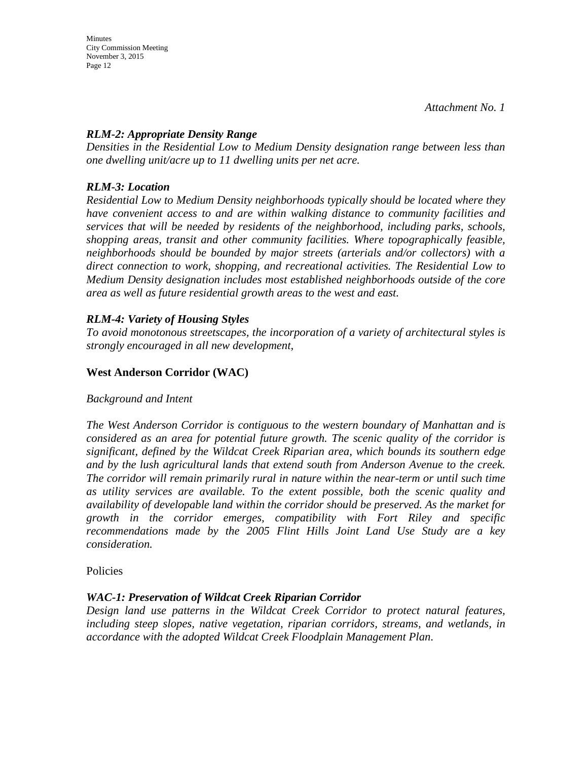*Attachment No. 1*

***RLM-2: Appropriate Density Range***
*Densities in the Residential Low to Medium Density designation range between less than one dwelling unit/acre up to 11 dwelling units per net acre.*

***RLM-3: Location***
*Residential Low to Medium Density neighborhoods typically should be located where they have convenient access to and are within walking distance to community facilities and services that will be needed by residents of the neighborhood, including parks, schools, shopping areas, transit and other community facilities. Where topographically feasible, neighborhoods should be bounded by major streets (arterials and/or collectors) with a direct connection to work, shopping, and recreational activities. The Residential Low to Medium Density designation includes most established neighborhoods outside of the core area as well as future residential growth areas to the west and east.*

***RLM-4: Variety of Housing Styles***
*To avoid monotonous streetscapes, the incorporation of a variety of architectural styles is strongly encouraged in all new development,*

**West Anderson Corridor (WAC)**

*Background and Intent*

*The West Anderson Corridor is contiguous to the western boundary of Manhattan and is considered as an area for potential future growth. The scenic quality of the corridor is significant, defined by the Wildcat Creek Riparian area, which bounds its southern edge and by the lush agricultural lands that extend south from Anderson Avenue to the creek. The corridor will remain primarily rural in nature within the near-term or until such time as utility services are available. To the extent possible, both the scenic quality and availability of developable land within the corridor should be preserved. As the market for growth in the corridor emerges, compatibility with Fort Riley and specific recommendations made by the 2005 Flint Hills Joint Land Use Study are a key consideration.*

Policies

***WAC-1: Preservation of Wildcat Creek Riparian Corridor***
*Design land use patterns in the Wildcat Creek Corridor to protect natural features, including steep slopes, native vegetation, riparian corridors, streams, and wetlands, in accordance with the adopted Wildcat Creek Floodplain Management Plan.*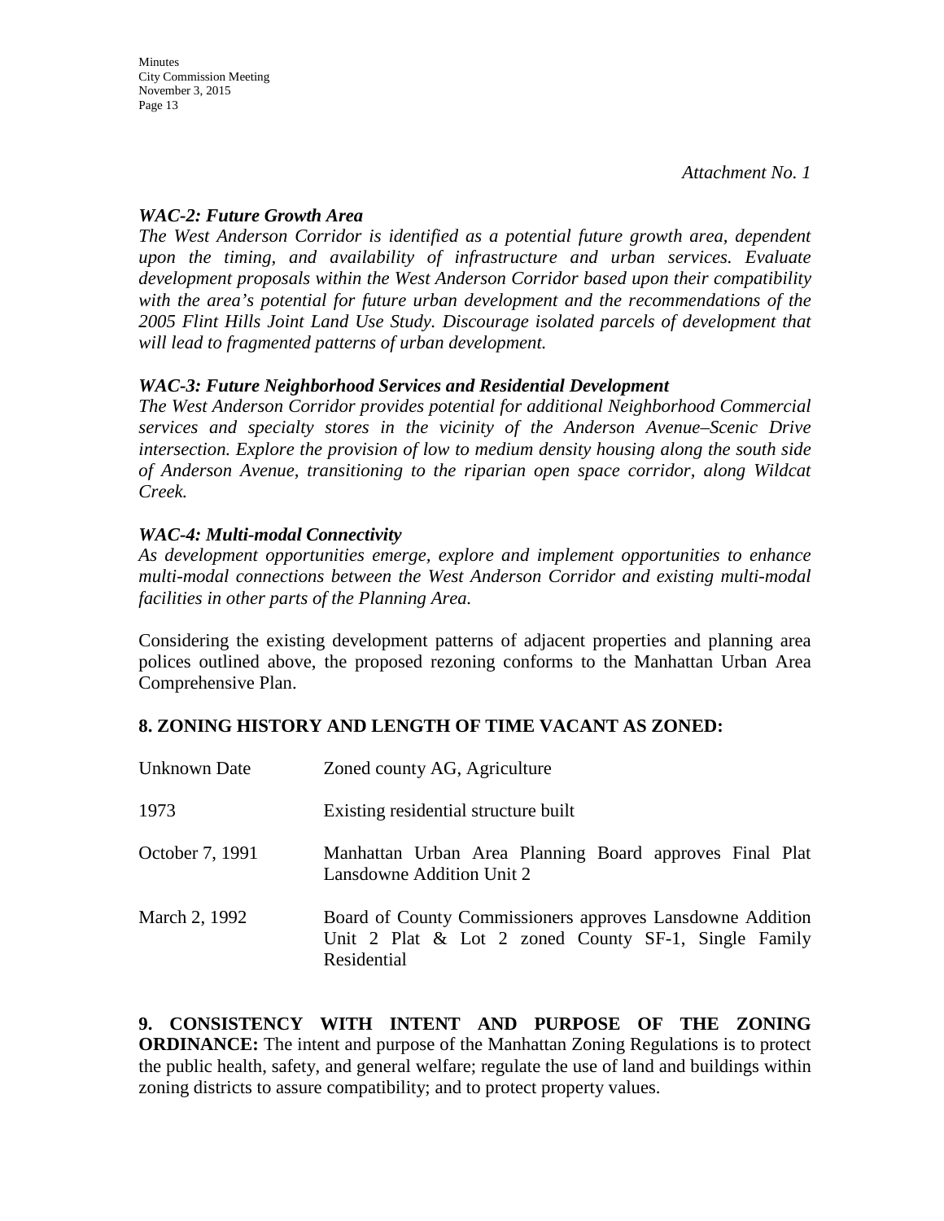*Attachment No. 1*

***WAC-2: Future Growth Area***

*The West Anderson Corridor is identified as a potential future growth area, dependent upon the timing, and availability of infrastructure and urban services. Evaluate development proposals within the West Anderson Corridor based upon their compatibility with the area's potential for future urban development and the recommendations of the 2005 Flint Hills Joint Land Use Study. Discourage isolated parcels of development that will lead to fragmented patterns of urban development.*

***WAC-3: Future Neighborhood Services and Residential Development***

*The West Anderson Corridor provides potential for additional Neighborhood Commercial services and specialty stores in the vicinity of the Anderson Avenue–Scenic Drive intersection. Explore the provision of low to medium density housing along the south side of Anderson Avenue, transitioning to the riparian open space corridor, along Wildcat Creek.*

***WAC-4: Multi-modal Connectivity***

*As development opportunities emerge, explore and implement opportunities to enhance multi-modal connections between the West Anderson Corridor and existing multi-modal facilities in other parts of the Planning Area.*

Considering the existing development patterns of adjacent properties and planning area polices outlined above, the proposed rezoning conforms to the Manhattan Urban Area Comprehensive Plan.

**8. ZONING HISTORY AND LENGTH OF TIME VACANT AS ZONED:**

| | |
|---|---|
| Unknown Date | Zoned county AG, Agriculture |
| 1973 | Existing residential structure built |
| October 7, 1991 | Manhattan Urban Area Planning Board approves Final Plat Lansdowne Addition Unit 2 |
| March 2, 1992 | Board of County Commissioners approves Lansdowne Addition Unit 2 Plat & Lot 2 zoned County SF-1, Single Family Residential |

**9. CONSISTENCY WITH INTENT AND PURPOSE OF THE ZONING ORDINANCE:** The intent and purpose of the Manhattan Zoning Regulations is to protect the public health, safety, and general welfare; regulate the use of land and buildings within zoning districts to assure compatibility; and to protect property values.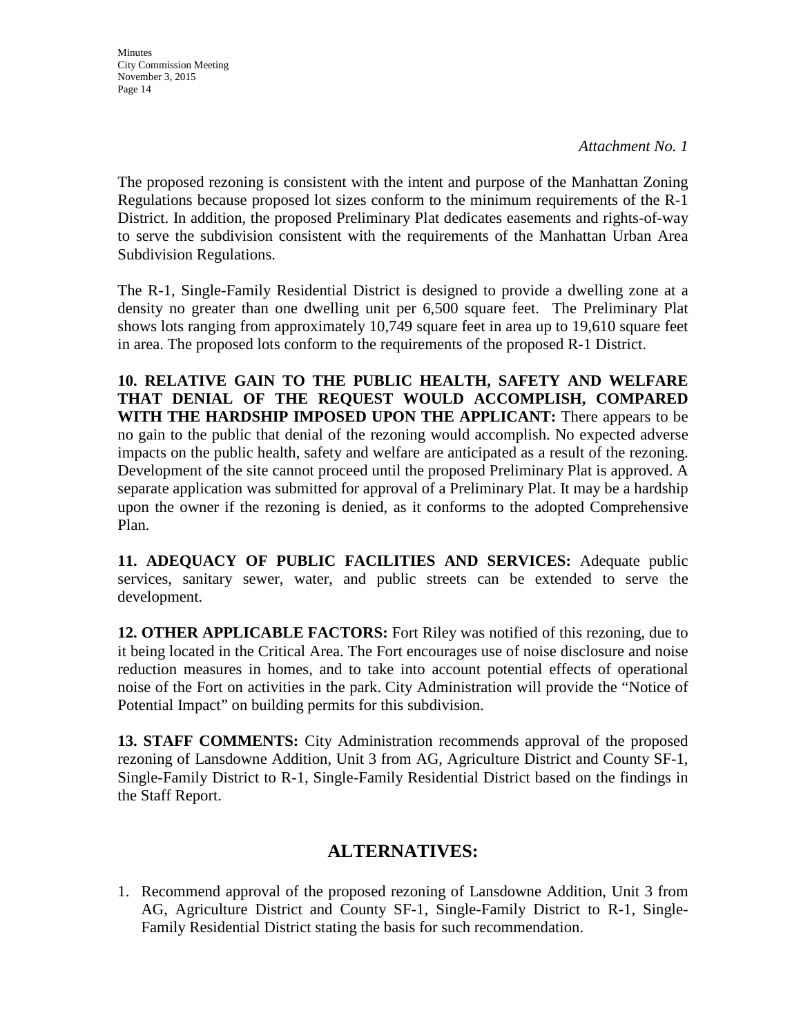*Attachment No. 1*

The proposed rezoning is consistent with the intent and purpose of the Manhattan Zoning Regulations because proposed lot sizes conform to the minimum requirements of the R-1 District. In addition, the proposed Preliminary Plat dedicates easements and rights-of-way to serve the subdivision consistent with the requirements of the Manhattan Urban Area Subdivision Regulations.

The R-1, Single-Family Residential District is designed to provide a dwelling zone at a density no greater than one dwelling unit per 6,500 square feet. The Preliminary Plat shows lots ranging from approximately 10,749 square feet in area up to 19,610 square feet in area. The proposed lots conform to the requirements of the proposed R-1 District.

**10. RELATIVE GAIN TO THE PUBLIC HEALTH, SAFETY AND WELFARE THAT DENIAL OF THE REQUEST WOULD ACCOMPLISH, COMPARED WITH THE HARDSHIP IMPOSED UPON THE APPLICANT:** There appears to be no gain to the public that denial of the rezoning would accomplish. No expected adverse impacts on the public health, safety and welfare are anticipated as a result of the rezoning. Development of the site cannot proceed until the proposed Preliminary Plat is approved. A separate application was submitted for approval of a Preliminary Plat. It may be a hardship upon the owner if the rezoning is denied, as it conforms to the adopted Comprehensive Plan.

**11. ADEQUACY OF PUBLIC FACILITIES AND SERVICES:** Adequate public services, sanitary sewer, water, and public streets can be extended to serve the development.

**12. OTHER APPLICABLE FACTORS:** Fort Riley was notified of this rezoning, due to it being located in the Critical Area. The Fort encourages use of noise disclosure and noise reduction measures in homes, and to take into account potential effects of operational noise of the Fort on activities in the park. City Administration will provide the "Notice of Potential Impact" on building permits for this subdivision.

**13. STAFF COMMENTS:** City Administration recommends approval of the proposed rezoning of Lansdowne Addition, Unit 3 from AG, Agriculture District and County SF-1, Single-Family District to R-1, Single-Family Residential District based on the findings in the Staff Report.

## ALTERNATIVES:

1. Recommend approval of the proposed rezoning of Lansdowne Addition, Unit 3 from AG, Agriculture District and County SF-1, Single-Family District to R-1, Single-Family Residential District stating the basis for such recommendation.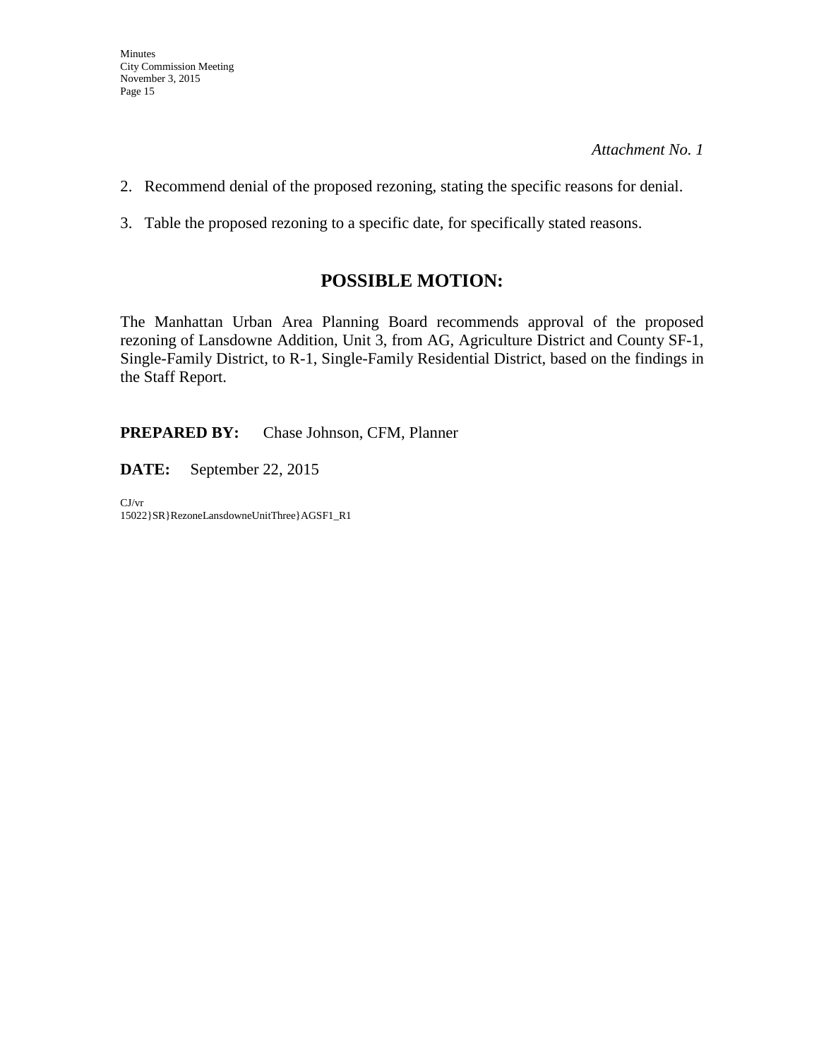*Attachment No. 1*

2. Recommend denial of the proposed rezoning, stating the specific reasons for denial.

3. Table the proposed rezoning to a specific date, for specifically stated reasons.

## POSSIBLE MOTION:

The Manhattan Urban Area Planning Board recommends approval of the proposed rezoning of Lansdowne Addition, Unit 3, from AG, Agriculture District and County SF-1, Single-Family District, to R-1, Single-Family Residential District, based on the findings in the Staff Report.

**PREPARED BY:** Chase Johnson, CFM, Planner

**DATE:** September 22, 2015

CJ/vr
15022}SR}RezoneLansdowneUnitThree}AGSF1_R1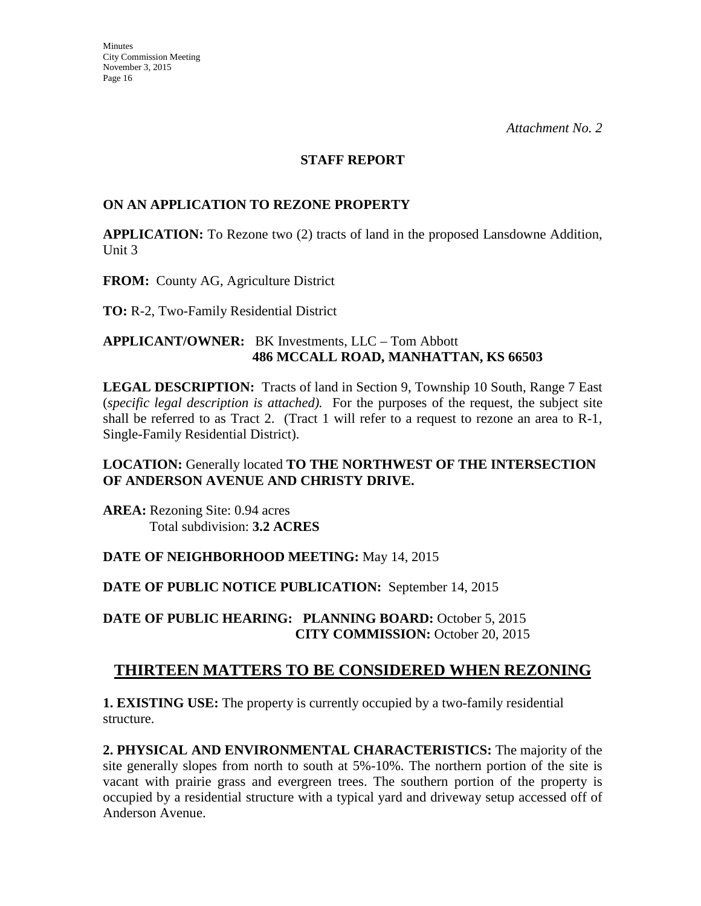*Attachment No. 2*

**STAFF REPORT**

**ON AN APPLICATION TO REZONE PROPERTY**

**APPLICATION:** To Rezone two (2) tracts of land in the proposed Lansdowne Addition, Unit 3

**FROM:** County AG, Agriculture District

**TO:** R-2, Two-Family Residential District

**APPLICANT/OWNER:** BK Investments, LLC – Tom Abbott
**486 MCCALL ROAD, MANHATTAN, KS 66503**

**LEGAL DESCRIPTION:** Tracts of land in Section 9, Township 10 South, Range 7 East (*specific legal description is attached).* For the purposes of the request, the subject site shall be referred to as Tract 2. (Tract 1 will refer to a request to rezone an area to R-1, Single-Family Residential District).

**LOCATION:** Generally located **TO THE NORTHWEST OF THE INTERSECTION OF ANDERSON AVENUE AND CHRISTY DRIVE.**

**AREA:** Rezoning Site: 0.94 acres
Total subdivision: **3.2 ACRES**

**DATE OF NEIGHBORHOOD MEETING:** May 14, 2015

**DATE OF PUBLIC NOTICE PUBLICATION:** September 14, 2015

**DATE OF PUBLIC HEARING: PLANNING BOARD:** October 5, 2015
**CITY COMMISSION:** October 20, 2015

## THIRTEEN MATTERS TO BE CONSIDERED WHEN REZONING

**1. EXISTING USE:** The property is currently occupied by a two-family residential structure.

**2. PHYSICAL AND ENVIRONMENTAL CHARACTERISTICS:** The majority of the site generally slopes from north to south at 5%-10%. The northern portion of the site is vacant with prairie grass and evergreen trees. The southern portion of the property is occupied by a residential structure with a typical yard and driveway setup accessed off of Anderson Avenue.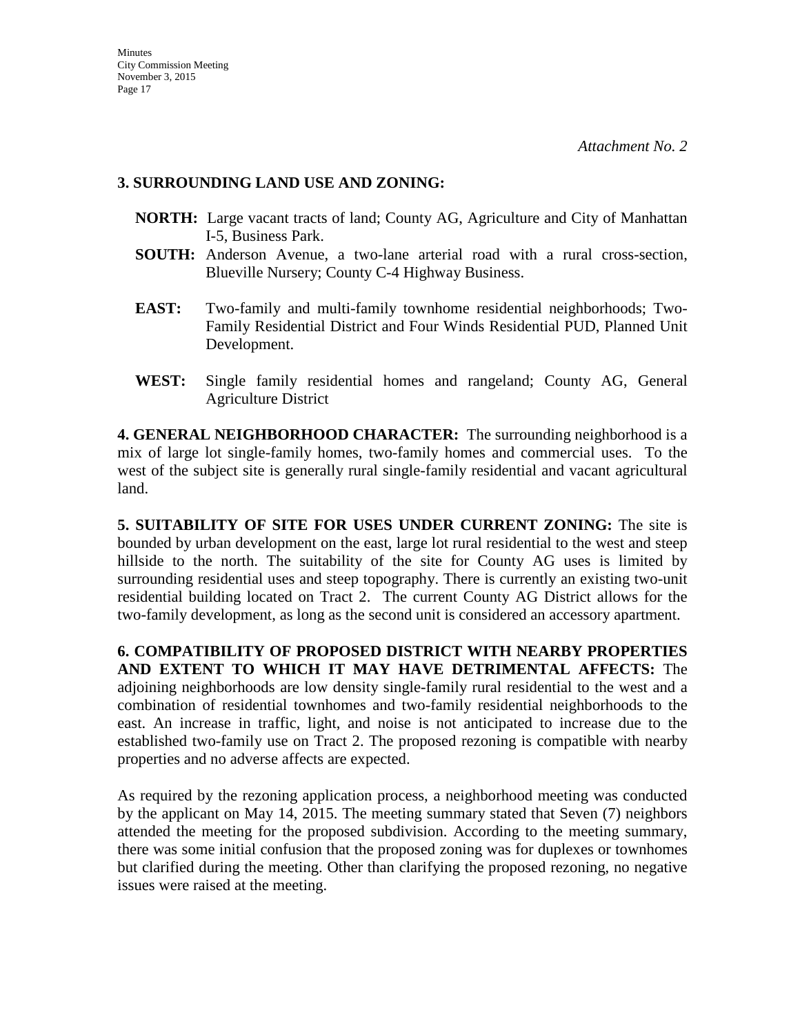*Attachment No. 2*

**3. SURROUNDING LAND USE AND ZONING:**

- **NORTH:** Large vacant tracts of land; County AG, Agriculture and City of Manhattan I-5, Business Park.
- **SOUTH:** Anderson Avenue, a two-lane arterial road with a rural cross-section, Blueville Nursery; County C-4 Highway Business.
- **EAST:** Two-family and multi-family townhome residential neighborhoods; Two-Family Residential District and Four Winds Residential PUD, Planned Unit Development.
- **WEST:** Single family residential homes and rangeland; County AG, General Agriculture District

**4. GENERAL NEIGHBORHOOD CHARACTER:** The surrounding neighborhood is a mix of large lot single-family homes, two-family homes and commercial uses. To the west of the subject site is generally rural single-family residential and vacant agricultural land.

**5. SUITABILITY OF SITE FOR USES UNDER CURRENT ZONING:** The site is bounded by urban development on the east, large lot rural residential to the west and steep hillside to the north. The suitability of the site for County AG uses is limited by surrounding residential uses and steep topography. There is currently an existing two-unit residential building located on Tract 2. The current County AG District allows for the two-family development, as long as the second unit is considered an accessory apartment.

**6. COMPATIBILITY OF PROPOSED DISTRICT WITH NEARBY PROPERTIES AND EXTENT TO WHICH IT MAY HAVE DETRIMENTAL AFFECTS:** The adjoining neighborhoods are low density single-family rural residential to the west and a combination of residential townhomes and two-family residential neighborhoods to the east. An increase in traffic, light, and noise is not anticipated to increase due to the established two-family use on Tract 2. The proposed rezoning is compatible with nearby properties and no adverse affects are expected.

As required by the rezoning application process, a neighborhood meeting was conducted by the applicant on May 14, 2015. The meeting summary stated that Seven (7) neighbors attended the meeting for the proposed subdivision. According to the meeting summary, there was some initial confusion that the proposed zoning was for duplexes or townhomes but clarified during the meeting. Other than clarifying the proposed rezoning, no negative issues were raised at the meeting.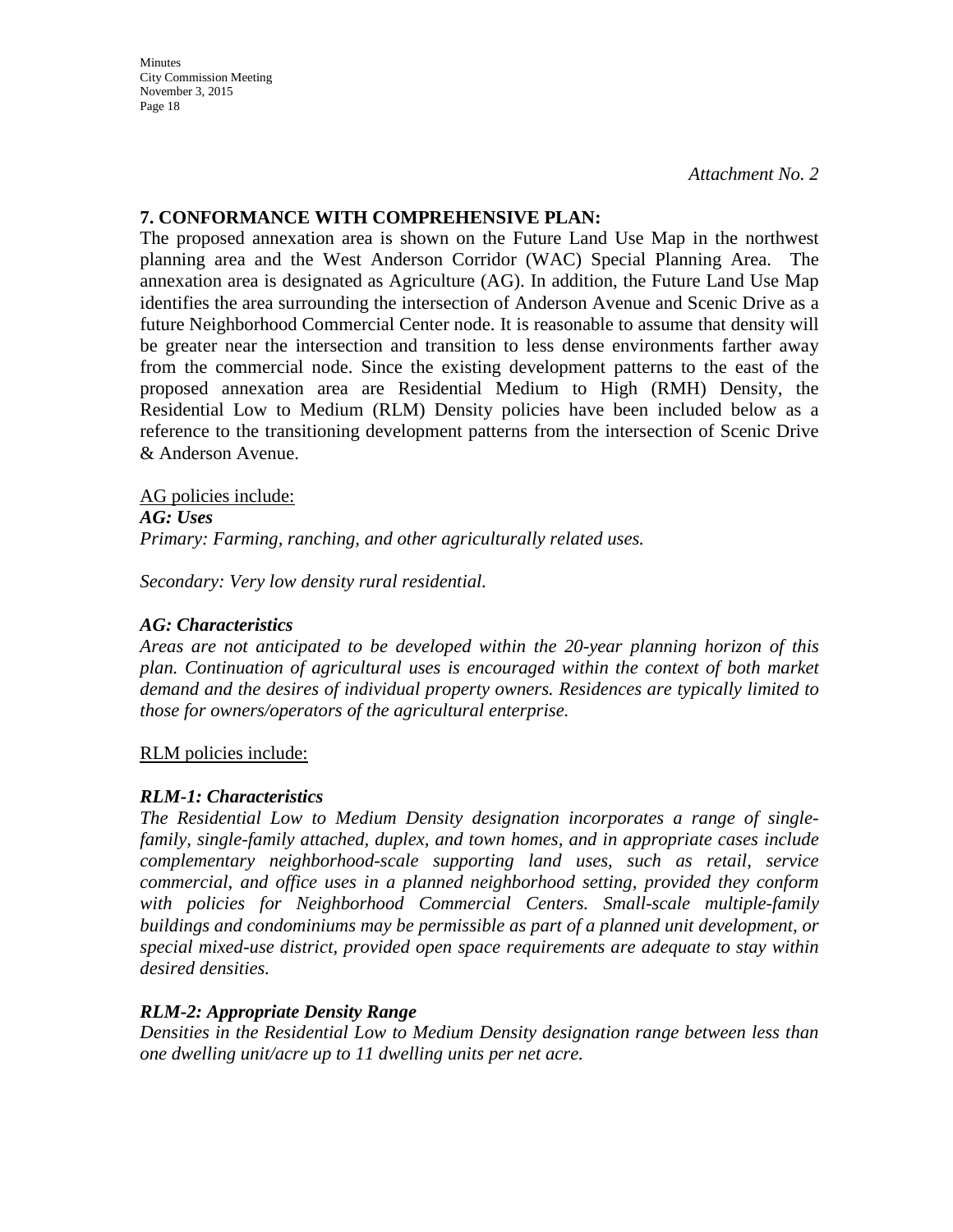*Attachment No. 2*

## 7. CONFORMANCE WITH COMPREHENSIVE PLAN:

The proposed annexation area is shown on the Future Land Use Map in the northwest planning area and the West Anderson Corridor (WAC) Special Planning Area. The annexation area is designated as Agriculture (AG). In addition, the Future Land Use Map identifies the area surrounding the intersection of Anderson Avenue and Scenic Drive as a future Neighborhood Commercial Center node. It is reasonable to assume that density will be greater near the intersection and transition to less dense environments farther away from the commercial node. Since the existing development patterns to the east of the proposed annexation area are Residential Medium to High (RMH) Density, the Residential Low to Medium (RLM) Density policies have been included below as a reference to the transitioning development patterns from the intersection of Scenic Drive & Anderson Avenue.

<u>AG policies include:</u>

***AG: Uses***

*Primary: Farming, ranching, and other agriculturally related uses.*

*Secondary: Very low density rural residential.*

***AG: Characteristics***

*Areas are not anticipated to be developed within the 20-year planning horizon of this plan. Continuation of agricultural uses is encouraged within the context of both market demand and the desires of individual property owners. Residences are typically limited to those for owners/operators of the agricultural enterprise.*

<u>RLM policies include:</u>

***RLM-1: Characteristics***

*The Residential Low to Medium Density designation incorporates a range of single-family, single-family attached, duplex, and town homes, and in appropriate cases include complementary neighborhood-scale supporting land uses, such as retail, service commercial, and office uses in a planned neighborhood setting, provided they conform with policies for Neighborhood Commercial Centers. Small-scale multiple-family buildings and condominiums may be permissible as part of a planned unit development, or special mixed-use district, provided open space requirements are adequate to stay within desired densities.*

***RLM-2: Appropriate Density Range***

*Densities in the Residential Low to Medium Density designation range between less than one dwelling unit/acre up to 11 dwelling units per net acre.*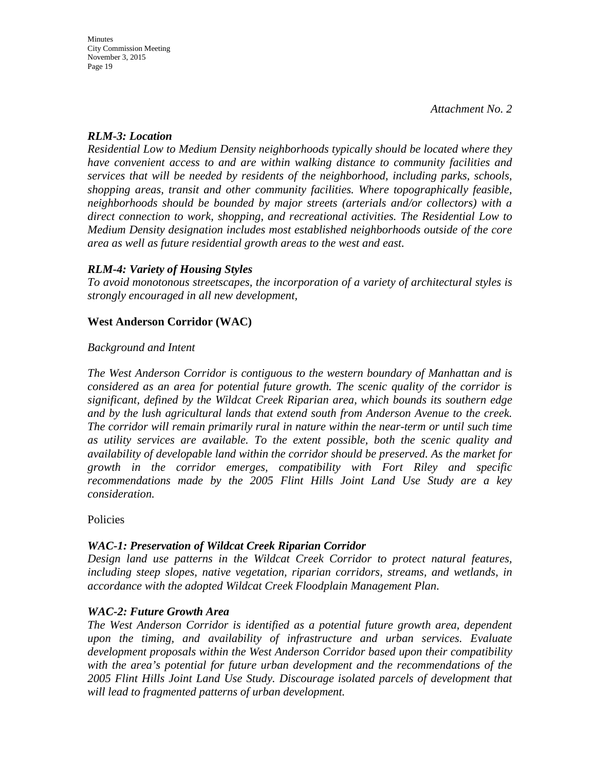*Attachment No. 2*

***RLM-3: Location***

*Residential Low to Medium Density neighborhoods typically should be located where they have convenient access to and are within walking distance to community facilities and services that will be needed by residents of the neighborhood, including parks, schools, shopping areas, transit and other community facilities. Where topographically feasible, neighborhoods should be bounded by major streets (arterials and/or collectors) with a direct connection to work, shopping, and recreational activities. The Residential Low to Medium Density designation includes most established neighborhoods outside of the core area as well as future residential growth areas to the west and east.*

***RLM-4: Variety of Housing Styles***

*To avoid monotonous streetscapes, the incorporation of a variety of architectural styles is strongly encouraged in all new development,*

**West Anderson Corridor (WAC)**

*Background and Intent*

*The West Anderson Corridor is contiguous to the western boundary of Manhattan and is considered as an area for potential future growth. The scenic quality of the corridor is significant, defined by the Wildcat Creek Riparian area, which bounds its southern edge and by the lush agricultural lands that extend south from Anderson Avenue to the creek. The corridor will remain primarily rural in nature within the near-term or until such time as utility services are available. To the extent possible, both the scenic quality and availability of developable land within the corridor should be preserved. As the market for growth in the corridor emerges, compatibility with Fort Riley and specific recommendations made by the 2005 Flint Hills Joint Land Use Study are a key consideration.*

Policies

***WAC-1: Preservation of Wildcat Creek Riparian Corridor***

*Design land use patterns in the Wildcat Creek Corridor to protect natural features, including steep slopes, native vegetation, riparian corridors, streams, and wetlands, in accordance with the adopted Wildcat Creek Floodplain Management Plan.*

***WAC-2: Future Growth Area***

*The West Anderson Corridor is identified as a potential future growth area, dependent upon the timing, and availability of infrastructure and urban services. Evaluate development proposals within the West Anderson Corridor based upon their compatibility with the area's potential for future urban development and the recommendations of the 2005 Flint Hills Joint Land Use Study. Discourage isolated parcels of development that will lead to fragmented patterns of urban development.*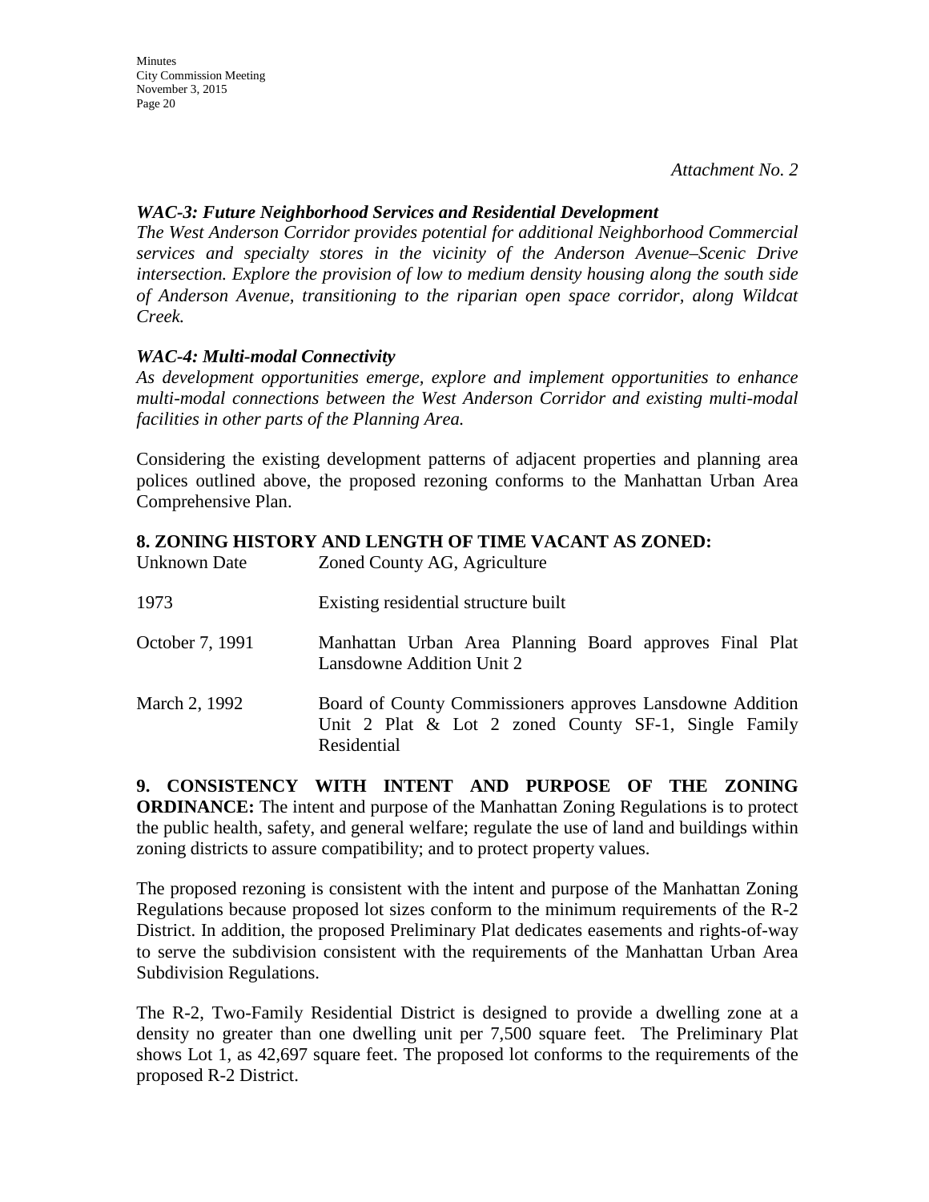*Attachment No. 2*

***WAC-3: Future Neighborhood Services and Residential Development***

*The West Anderson Corridor provides potential for additional Neighborhood Commercial services and specialty stores in the vicinity of the Anderson Avenue–Scenic Drive intersection. Explore the provision of low to medium density housing along the south side of Anderson Avenue, transitioning to the riparian open space corridor, along Wildcat Creek.*

***WAC-4: Multi-modal Connectivity***

*As development opportunities emerge, explore and implement opportunities to enhance multi-modal connections between the West Anderson Corridor and existing multi-modal facilities in other parts of the Planning Area.*

Considering the existing development patterns of adjacent properties and planning area polices outlined above, the proposed rezoning conforms to the Manhattan Urban Area Comprehensive Plan.

**8. ZONING HISTORY AND LENGTH OF TIME VACANT AS ZONED:**

| | |
|---|---|
| Unknown Date | Zoned County AG, Agriculture |
| 1973 | Existing residential structure built |
| October 7, 1991 | Manhattan Urban Area Planning Board approves Final Plat Lansdowne Addition Unit 2 |
| March 2, 1992 | Board of County Commissioners approves Lansdowne Addition Unit 2 Plat & Lot 2 zoned County SF-1, Single Family Residential |

**9. CONSISTENCY WITH INTENT AND PURPOSE OF THE ZONING ORDINANCE:** The intent and purpose of the Manhattan Zoning Regulations is to protect the public health, safety, and general welfare; regulate the use of land and buildings within zoning districts to assure compatibility; and to protect property values.

The proposed rezoning is consistent with the intent and purpose of the Manhattan Zoning Regulations because proposed lot sizes conform to the minimum requirements of the R-2 District. In addition, the proposed Preliminary Plat dedicates easements and rights-of-way to serve the subdivision consistent with the requirements of the Manhattan Urban Area Subdivision Regulations.

The R-2, Two-Family Residential District is designed to provide a dwelling zone at a density no greater than one dwelling unit per 7,500 square feet. The Preliminary Plat shows Lot 1, as 42,697 square feet. The proposed lot conforms to the requirements of the proposed R-2 District.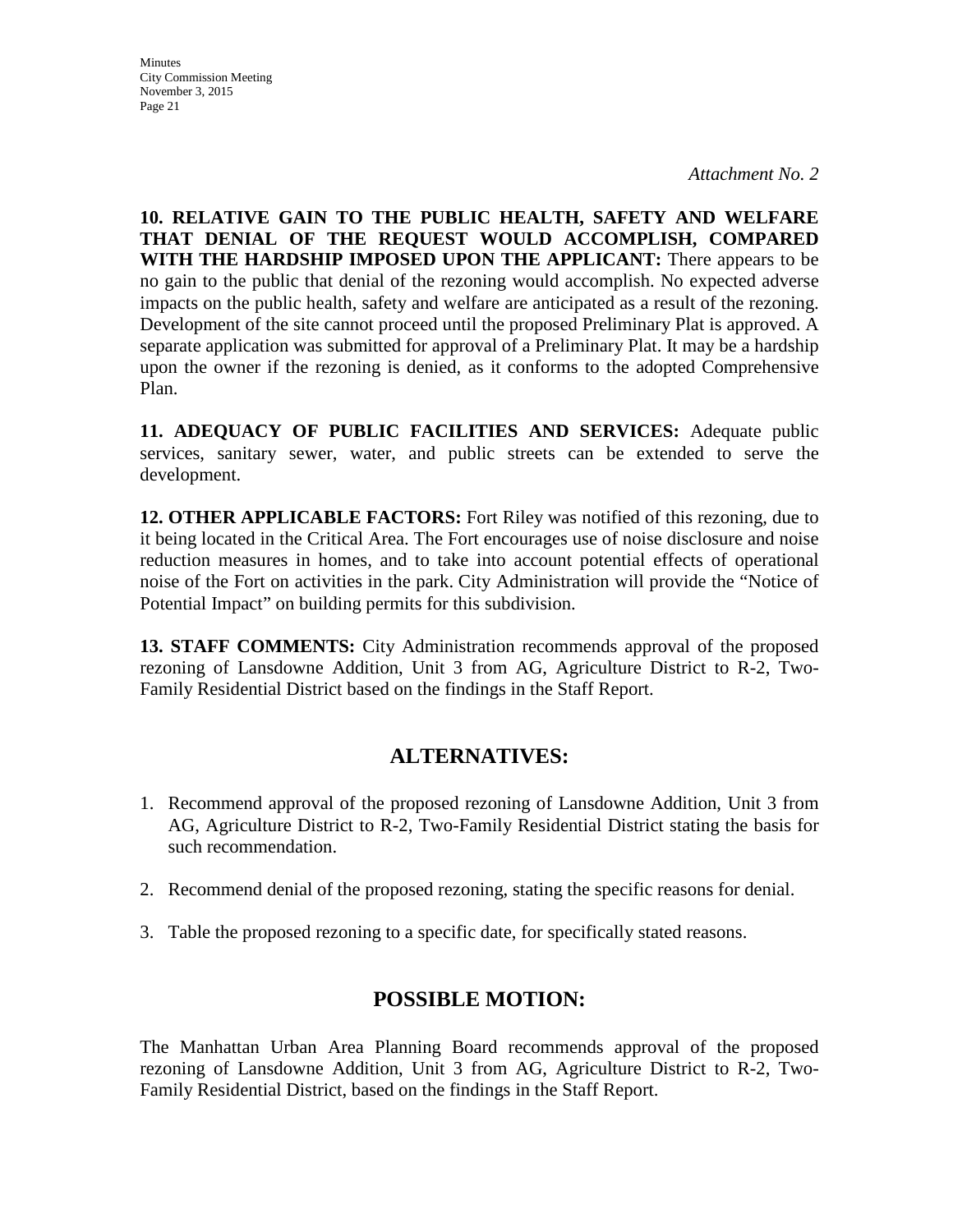*Attachment No. 2*

**10. RELATIVE GAIN TO THE PUBLIC HEALTH, SAFETY AND WELFARE THAT DENIAL OF THE REQUEST WOULD ACCOMPLISH, COMPARED WITH THE HARDSHIP IMPOSED UPON THE APPLICANT:** There appears to be no gain to the public that denial of the rezoning would accomplish. No expected adverse impacts on the public health, safety and welfare are anticipated as a result of the rezoning. Development of the site cannot proceed until the proposed Preliminary Plat is approved. A separate application was submitted for approval of a Preliminary Plat. It may be a hardship upon the owner if the rezoning is denied, as it conforms to the adopted Comprehensive Plan.

**11. ADEQUACY OF PUBLIC FACILITIES AND SERVICES:** Adequate public services, sanitary sewer, water, and public streets can be extended to serve the development.

**12. OTHER APPLICABLE FACTORS:** Fort Riley was notified of this rezoning, due to it being located in the Critical Area. The Fort encourages use of noise disclosure and noise reduction measures in homes, and to take into account potential effects of operational noise of the Fort on activities in the park. City Administration will provide the "Notice of Potential Impact" on building permits for this subdivision.

**13. STAFF COMMENTS:** City Administration recommends approval of the proposed rezoning of Lansdowne Addition, Unit 3 from AG, Agriculture District to R-2, Two-Family Residential District based on the findings in the Staff Report.

## ALTERNATIVES:

1. Recommend approval of the proposed rezoning of Lansdowne Addition, Unit 3 from AG, Agriculture District to R-2, Two-Family Residential District stating the basis for such recommendation.
2. Recommend denial of the proposed rezoning, stating the specific reasons for denial.
3. Table the proposed rezoning to a specific date, for specifically stated reasons.

## POSSIBLE MOTION:

The Manhattan Urban Area Planning Board recommends approval of the proposed rezoning of Lansdowne Addition, Unit 3 from AG, Agriculture District to R-2, Two-Family Residential District, based on the findings in the Staff Report.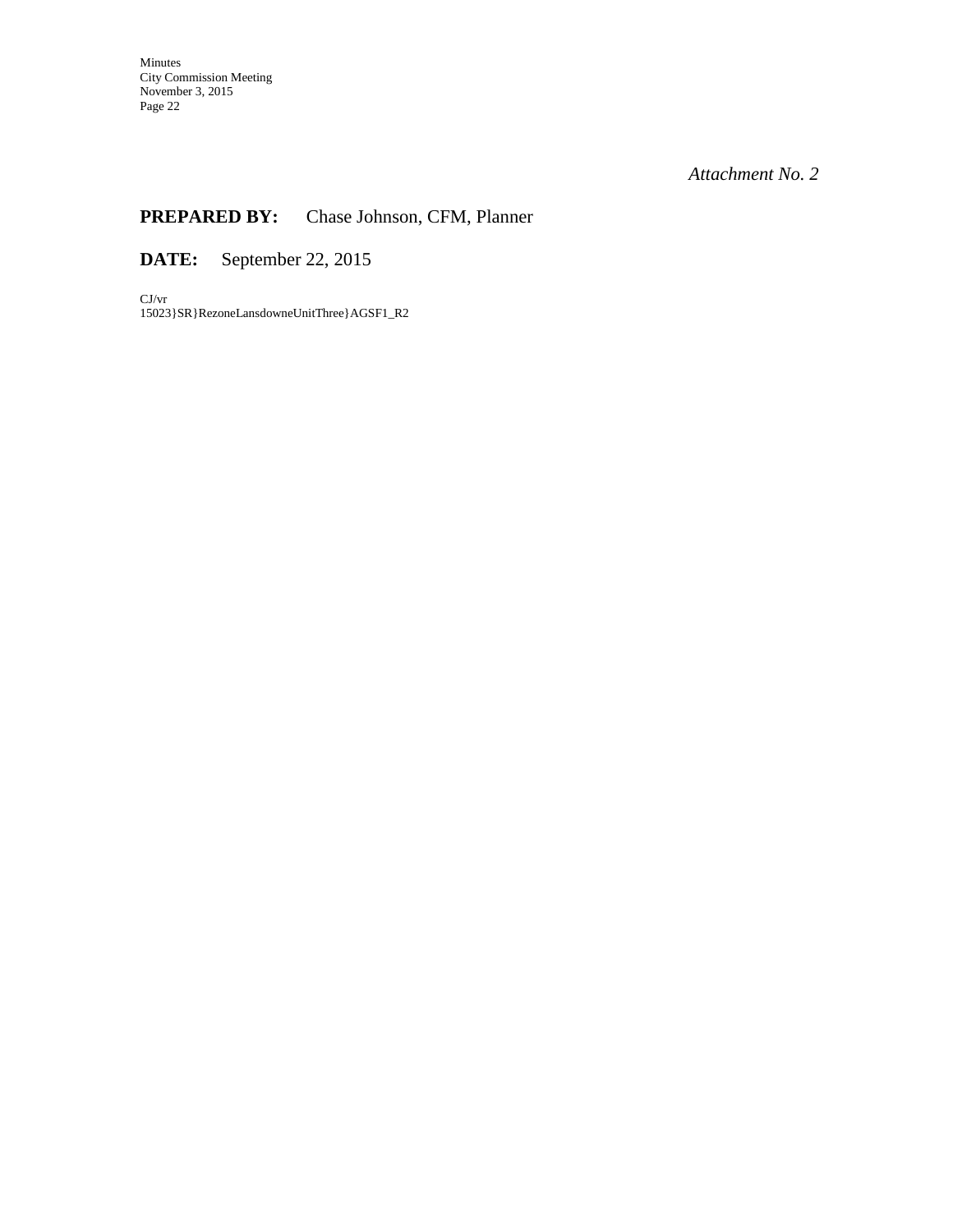*Attachment No. 2*

**PREPARED BY:** Chase Johnson, CFM, Planner

**DATE:** September 22, 2015

CJ/vr
15023}SR}RezoneLansdowneUnitThree}AGSF1_R2